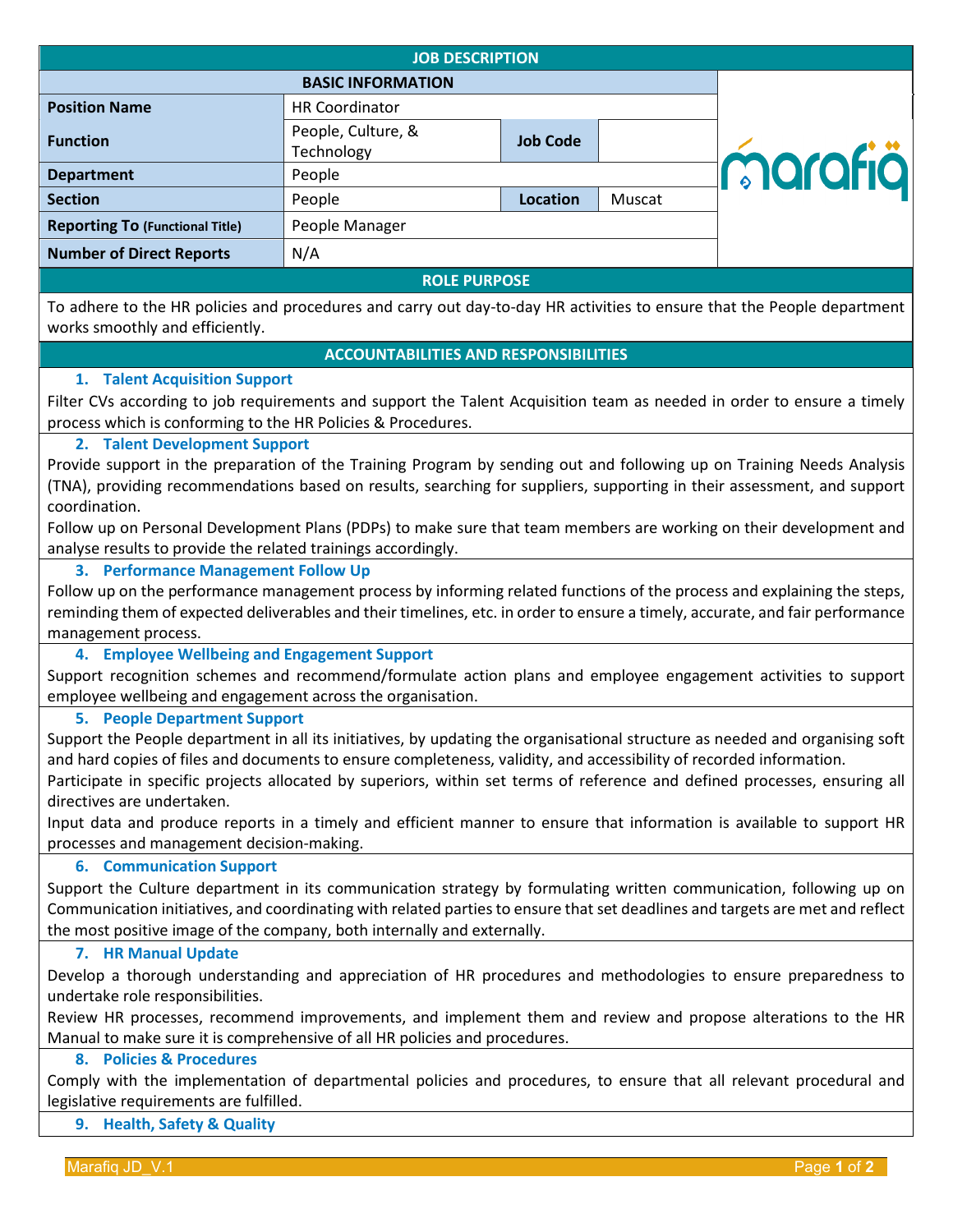# JOB DESCRIPTION

## BASIC INFORMATION

| | | | |
|---|---|---|---|
| **Position Name** | HR Coordinator | | |
| **Function** | People, Culture, & Technology | **Job Code** | |
| **Department** | People | | |
| **Section** | People | **Location** | Muscat |
| **Reporting To** (Functional Title) | People Manager | | |
| **Number of Direct Reports** | N/A | | |

## ROLE PURPOSE

To adhere to the HR policies and procedures and carry out day-to-day HR activities to ensure that the People department works smoothly and efficiently.

## ACCOUNTABILITIES AND RESPONSIBILITIES

### 1. Talent Acquisition Support

Filter CVs according to job requirements and support the Talent Acquisition team as needed in order to ensure a timely process which is conforming to the HR Policies & Procedures.

### 2. Talent Development Support

Provide support in the preparation of the Training Program by sending out and following up on Training Needs Analysis (TNA), providing recommendations based on results, searching for suppliers, supporting in their assessment, and support coordination.

Follow up on Personal Development Plans (PDPs) to make sure that team members are working on their development and analyse results to provide the related trainings accordingly.

### 3. Performance Management Follow Up

Follow up on the performance management process by informing related functions of the process and explaining the steps, reminding them of expected deliverables and their timelines, etc. in order to ensure a timely, accurate, and fair performance management process.

### 4. Employee Wellbeing and Engagement Support

Support recognition schemes and recommend/formulate action plans and employee engagement activities to support employee wellbeing and engagement across the organisation.

### 5. People Department Support

Support the People department in all its initiatives, by updating the organisational structure as needed and organising soft and hard copies of files and documents to ensure completeness, validity, and accessibility of recorded information.

Participate in specific projects allocated by superiors, within set terms of reference and defined processes, ensuring all directives are undertaken.

Input data and produce reports in a timely and efficient manner to ensure that information is available to support HR processes and management decision-making.

### 6. Communication Support

Support the Culture department in its communication strategy by formulating written communication, following up on Communication initiatives, and coordinating with related parties to ensure that set deadlines and targets are met and reflect the most positive image of the company, both internally and externally.

### 7. HR Manual Update

Develop a thorough understanding and appreciation of HR procedures and methodologies to ensure preparedness to undertake role responsibilities.

Review HR processes, recommend improvements, and implement them and review and propose alterations to the HR Manual to make sure it is comprehensive of all HR policies and procedures.

### 8. Policies & Procedures

Comply with the implementation of departmental policies and procedures, to ensure that all relevant procedural and legislative requirements are fulfilled.

### 9. Health, Safety & Quality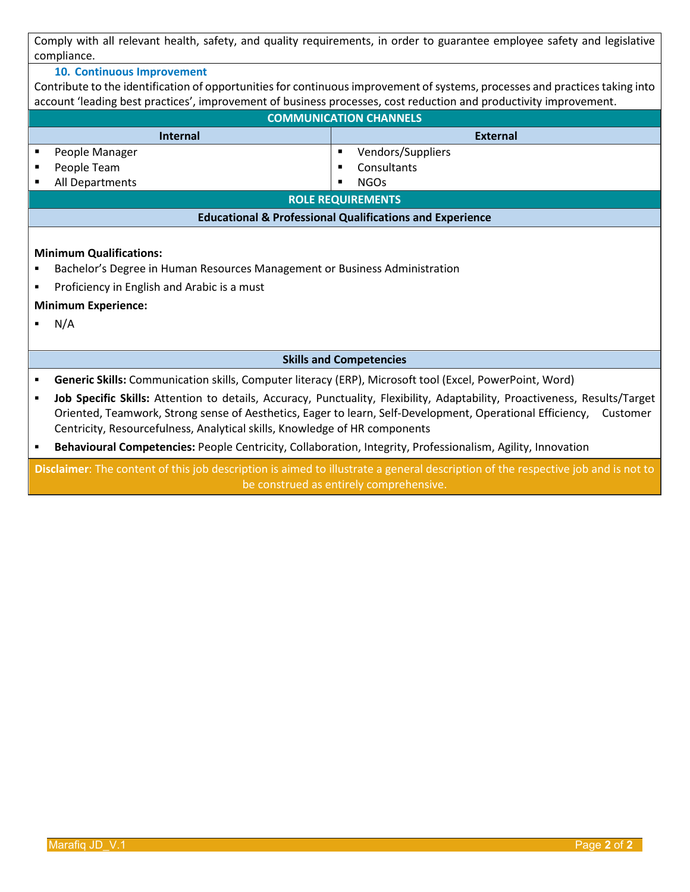Comply with all relevant health, safety, and quality requirements, in order to guarantee employee safety and legislative compliance.

**10. Continuous Improvement**

Contribute to the identification of opportunities for continuous improvement of systems, processes and practices taking into account 'leading best practices', improvement of business processes, cost reduction and productivity improvement.

## COMMUNICATION CHANNELS

| Internal | External |
|---|---|
| ▪ People Manager<br>▪ People Team<br>▪ All Departments | ▪ Vendors/Suppliers<br>▪ Consultants<br>▪ NGOs |

## ROLE REQUIREMENTS

### Educational & Professional Qualifications and Experience

**Minimum Qualifications:**

- Bachelor's Degree in Human Resources Management or Business Administration
- Proficiency in English and Arabic is a must

**Minimum Experience:**

- N/A

### Skills and Competencies

- **Generic Skills:** Communication skills, Computer literacy (ERP), Microsoft tool (Excel, PowerPoint, Word)
- **Job Specific Skills:** Attention to details, Accuracy, Punctuality, Flexibility, Adaptability, Proactiveness, Results/Target Oriented, Teamwork, Strong sense of Aesthetics, Eager to learn, Self-Development, Operational Efficiency, Customer Centricity, Resourcefulness, Analytical skills, Knowledge of HR components
- **Behavioural Competencies:** People Centricity, Collaboration, Integrity, Professionalism, Agility, Innovation

**Disclaimer**: The content of this job description is aimed to illustrate a general description of the respective job and is not to be construed as entirely comprehensive.